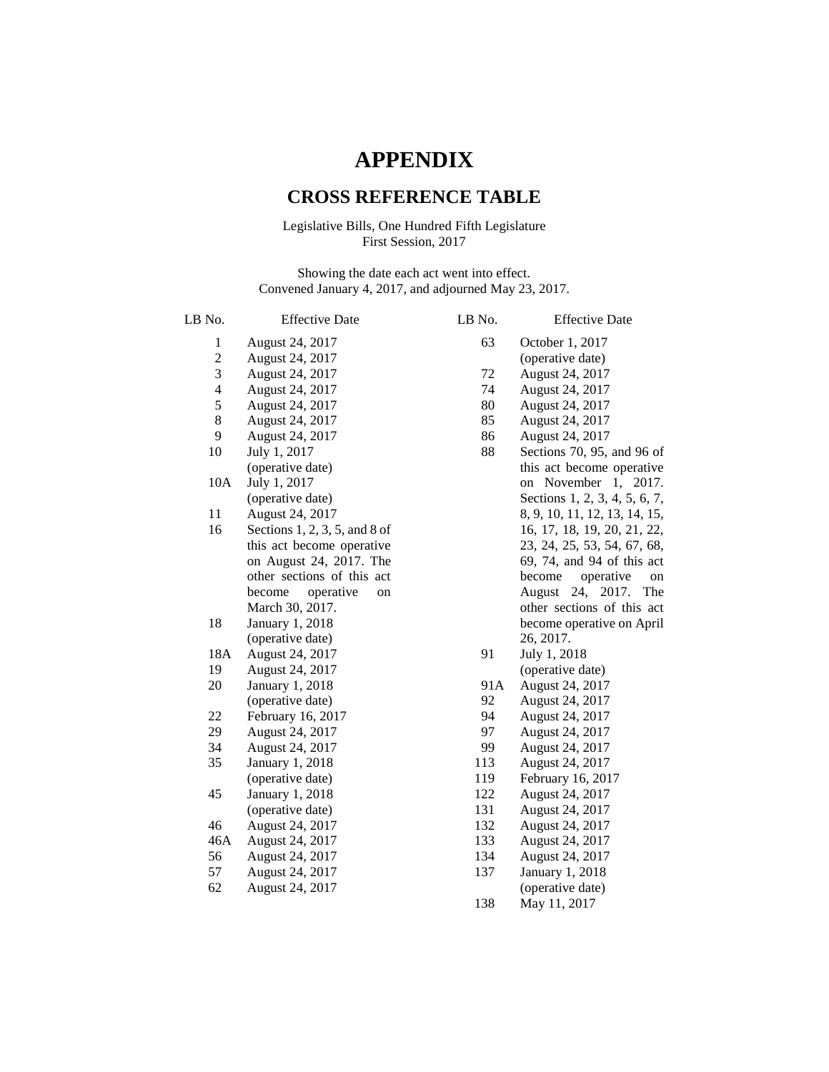# APPENDIX

## CROSS REFERENCE TABLE

Legislative Bills, One Hundred Fifth Legislature
First Session, 2017

Showing the date each act went into effect.
Convened January 4, 2017, and adjourned May 23, 2017.

| LB No. | Effective Date |
|---|---|
| 1 | August 24, 2017 |
| 2 | August 24, 2017 |
| 3 | August 24, 2017 |
| 4 | August 24, 2017 |
| 5 | August 24, 2017 |
| 8 | August 24, 2017 |
| 9 | August 24, 2017 |
| 10 | July 1, 2017 (operative date) |
| 10A | July 1, 2017 (operative date) |
| 11 | August 24, 2017 |
| 16 | Sections 1, 2, 3, 5, and 8 of this act become operative on August 24, 2017. The other sections of this act become operative on March 30, 2017. |
| 18 | January 1, 2018 (operative date) |
| 18A | August 24, 2017 |
| 19 | August 24, 2017 |
| 20 | January 1, 2018 (operative date) |
| 22 | February 16, 2017 |
| 29 | August 24, 2017 |
| 34 | August 24, 2017 |
| 35 | January 1, 2018 (operative date) |
| 45 | January 1, 2018 (operative date) |
| 46 | August 24, 2017 |
| 46A | August 24, 2017 |
| 56 | August 24, 2017 |
| 57 | August 24, 2017 |
| 62 | August 24, 2017 |
| 63 | October 1, 2017 (operative date) |
| 72 | August 24, 2017 |
| 74 | August 24, 2017 |
| 80 | August 24, 2017 |
| 85 | August 24, 2017 |
| 86 | August 24, 2017 |
| 88 | Sections 70, 95, and 96 of this act become operative on November 1, 2017. Sections 1, 2, 3, 4, 5, 6, 7, 8, 9, 10, 11, 12, 13, 14, 15, 16, 17, 18, 19, 20, 21, 22, 23, 24, 25, 53, 54, 67, 68, 69, 74, and 94 of this act become operative on August 24, 2017. The other sections of this act become operative on April 26, 2017. |
| 91 | July 1, 2018 (operative date) |
| 91A | August 24, 2017 |
| 92 | August 24, 2017 |
| 94 | August 24, 2017 |
| 97 | August 24, 2017 |
| 99 | August 24, 2017 |
| 113 | August 24, 2017 |
| 119 | February 16, 2017 |
| 122 | August 24, 2017 |
| 131 | August 24, 2017 |
| 132 | August 24, 2017 |
| 133 | August 24, 2017 |
| 134 | August 24, 2017 |
| 137 | January 1, 2018 (operative date) |
| 138 | May 11, 2017 |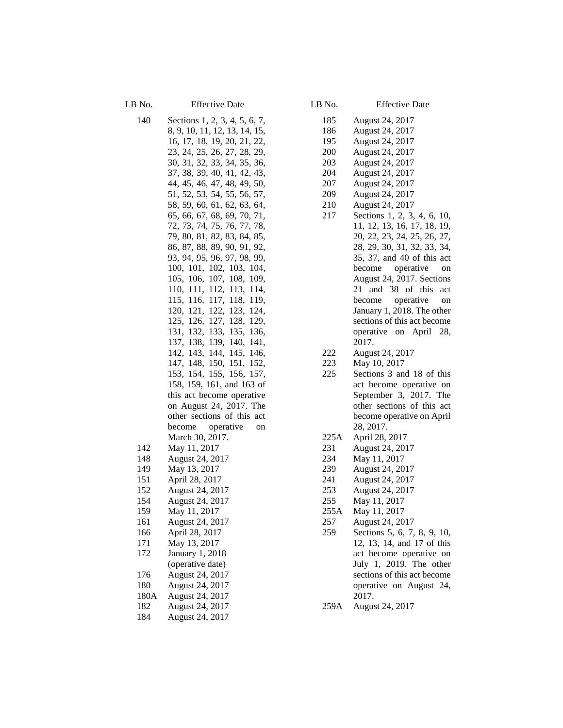| LB No. | Effective Date |
|---|---|
| 140 | Sections 1, 2, 3, 4, 5, 6, 7, 8, 9, 10, 11, 12, 13, 14, 15, 16, 17, 18, 19, 20, 21, 22, 23, 24, 25, 26, 27, 28, 29, 30, 31, 32, 33, 34, 35, 36, 37, 38, 39, 40, 41, 42, 43, 44, 45, 46, 47, 48, 49, 50, 51, 52, 53, 54, 55, 56, 57, 58, 59, 60, 61, 62, 63, 64, 65, 66, 67, 68, 69, 70, 71, 72, 73, 74, 75, 76, 77, 78, 79, 80, 81, 82, 83, 84, 85, 86, 87, 88, 89, 90, 91, 92, 93, 94, 95, 96, 97, 98, 99, 100, 101, 102, 103, 104, 105, 106, 107, 108, 109, 110, 111, 112, 113, 114, 115, 116, 117, 118, 119, 120, 121, 122, 123, 124, 125, 126, 127, 128, 129, 131, 132, 133, 135, 136, 137, 138, 139, 140, 141, 142, 143, 144, 145, 146, 147, 148, 150, 151, 152, 153, 154, 155, 156, 157, 158, 159, 161, and 163 of this act become operative on August 24, 2017. The other sections of this act become operative on March 30, 2017. |
| 142 | May 11, 2017 |
| 148 | August 24, 2017 |
| 149 | May 13, 2017 |
| 151 | April 28, 2017 |
| 152 | August 24, 2017 |
| 154 | August 24, 2017 |
| 159 | May 11, 2017 |
| 161 | August 24, 2017 |
| 166 | April 28, 2017 |
| 171 | May 13, 2017 |
| 172 | January 1, 2018 (operative date) |
| 176 | August 24, 2017 |
| 180 | August 24, 2017 |
| 180A | August 24, 2017 |
| 182 | August 24, 2017 |
| 184 | August 24, 2017 |
| 185 | August 24, 2017 |
| 186 | August 24, 2017 |
| 195 | August 24, 2017 |
| 200 | August 24, 2017 |
| 203 | August 24, 2017 |
| 204 | August 24, 2017 |
| 207 | August 24, 2017 |
| 209 | August 24, 2017 |
| 210 | August 24, 2017 |
| 217 | Sections 1, 2, 3, 4, 6, 10, 11, 12, 13, 16, 17, 18, 19, 20, 22, 23, 24, 25, 26, 27, 28, 29, 30, 31, 32, 33, 34, 35, 37, and 40 of this act become operative on August 24, 2017. Sections 21 and 38 of this act become operative on January 1, 2018. The other sections of this act become operative on April 28, 2017. |
| 222 | August 24, 2017 |
| 223 | May 10, 2017 |
| 225 | Sections 3 and 18 of this act become operative on September 3, 2017. The other sections of this act become operative on April 28, 2017. |
| 225A | April 28, 2017 |
| 231 | August 24, 2017 |
| 234 | May 11, 2017 |
| 239 | August 24, 2017 |
| 241 | August 24, 2017 |
| 253 | August 24, 2017 |
| 255 | May 11, 2017 |
| 255A | May 11, 2017 |
| 257 | August 24, 2017 |
| 259 | Sections 5, 6, 7, 8, 9, 10, 12, 13, 14, and 17 of this act become operative on July 1, 2019. The other sections of this act become operative on August 24, 2017. |
| 259A | August 24, 2017 |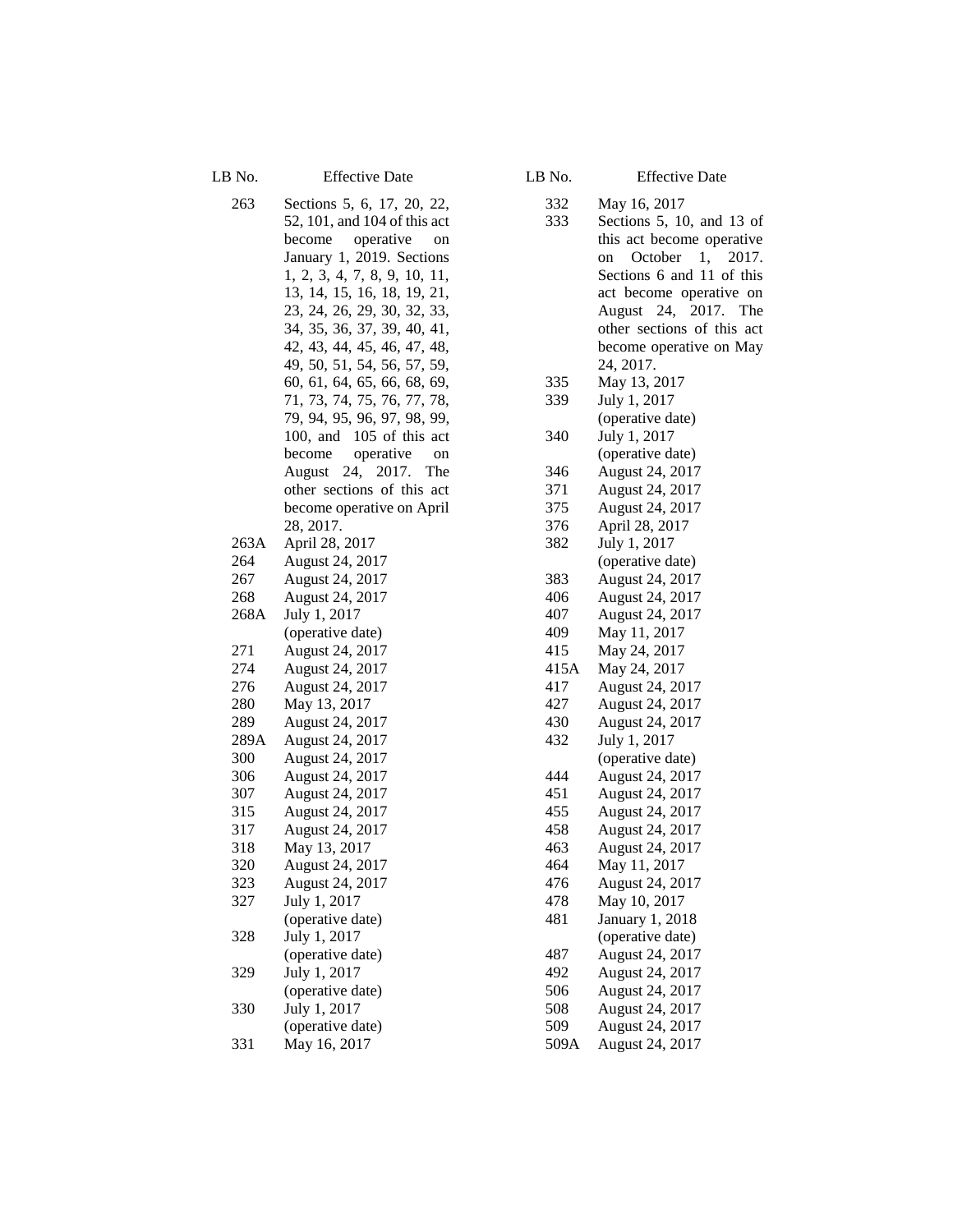| LB No. | Effective Date |
|---|---|
| 263 | Sections 5, 6, 17, 20, 22, 52, 101, and 104 of this act become operative on January 1, 2019. Sections 1, 2, 3, 4, 7, 8, 9, 10, 11, 13, 14, 15, 16, 18, 19, 21, 23, 24, 26, 29, 30, 32, 33, 34, 35, 36, 37, 39, 40, 41, 42, 43, 44, 45, 46, 47, 48, 49, 50, 51, 54, 56, 57, 59, 60, 61, 64, 65, 66, 68, 69, 71, 73, 74, 75, 76, 77, 78, 79, 94, 95, 96, 97, 98, 99, 100, and 105 of this act become operative on August 24, 2017. The other sections of this act become operative on April 28, 2017. |
| 263A | April 28, 2017 |
| 264 | August 24, 2017 |
| 267 | August 24, 2017 |
| 268 | August 24, 2017 |
| 268A | July 1, 2017 (operative date) |
| 271 | August 24, 2017 |
| 274 | August 24, 2017 |
| 276 | August 24, 2017 |
| 280 | May 13, 2017 |
| 289 | August 24, 2017 |
| 289A | August 24, 2017 |
| 300 | August 24, 2017 |
| 306 | August 24, 2017 |
| 307 | August 24, 2017 |
| 315 | August 24, 2017 |
| 317 | August 24, 2017 |
| 318 | May 13, 2017 |
| 320 | August 24, 2017 |
| 323 | August 24, 2017 |
| 327 | July 1, 2017 (operative date) |
| 328 | July 1, 2017 (operative date) |
| 329 | July 1, 2017 (operative date) |
| 330 | July 1, 2017 (operative date) |
| 331 | May 16, 2017 |
| 332 | May 16, 2017 |
| 333 | Sections 5, 10, and 13 of this act become operative on October 1, 2017. Sections 6 and 11 of this act become operative on August 24, 2017. The other sections of this act become operative on May 24, 2017. |
| 335 | May 13, 2017 |
| 339 | July 1, 2017 (operative date) |
| 340 | July 1, 2017 (operative date) |
| 346 | August 24, 2017 |
| 371 | August 24, 2017 |
| 375 | August 24, 2017 |
| 376 | April 28, 2017 |
| 382 | July 1, 2017 (operative date) |
| 383 | August 24, 2017 |
| 406 | August 24, 2017 |
| 407 | August 24, 2017 |
| 409 | May 11, 2017 |
| 415 | May 24, 2017 |
| 415A | May 24, 2017 |
| 417 | August 24, 2017 |
| 427 | August 24, 2017 |
| 430 | August 24, 2017 |
| 432 | July 1, 2017 (operative date) |
| 444 | August 24, 2017 |
| 451 | August 24, 2017 |
| 455 | August 24, 2017 |
| 458 | August 24, 2017 |
| 463 | August 24, 2017 |
| 464 | May 11, 2017 |
| 476 | August 24, 2017 |
| 478 | May 10, 2017 |
| 481 | January 1, 2018 (operative date) |
| 487 | August 24, 2017 |
| 492 | August 24, 2017 |
| 506 | August 24, 2017 |
| 508 | August 24, 2017 |
| 509 | August 24, 2017 |
| 509A | August 24, 2017 |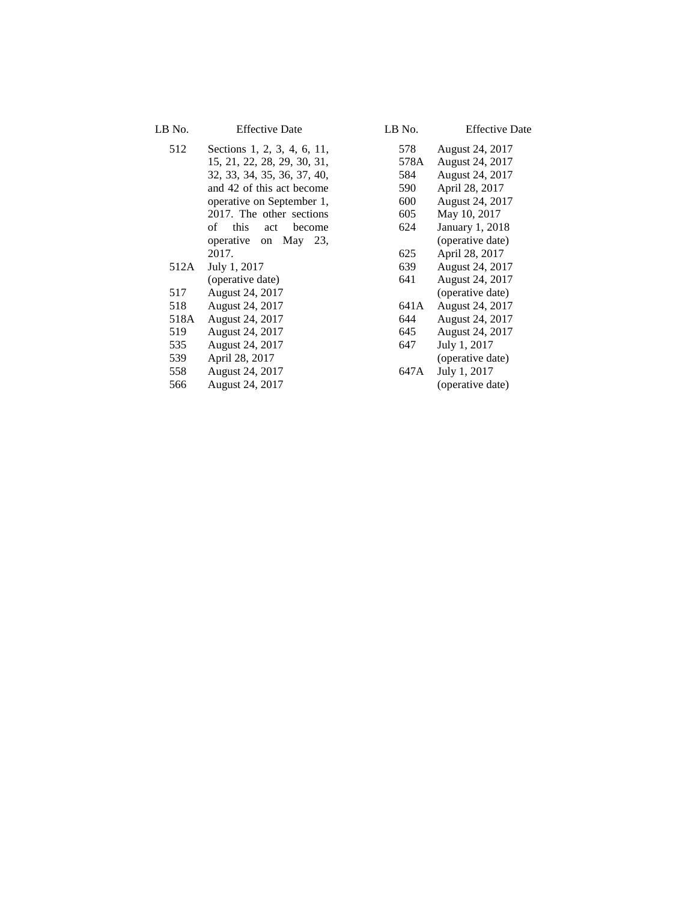| LB No. | Effective Date |
|---|---|
| 512 | Sections 1, 2, 3, 4, 6, 11, 15, 21, 22, 28, 29, 30, 31, 32, 33, 34, 35, 36, 37, 40, and 42 of this act become operative on September 1, 2017. The other sections of this act become operative on May 23, 2017. |
| 512A | July 1, 2017 (operative date) |
| 517 | August 24, 2017 |
| 518 | August 24, 2017 |
| 518A | August 24, 2017 |
| 519 | August 24, 2017 |
| 535 | August 24, 2017 |
| 539 | April 28, 2017 |
| 558 | August 24, 2017 |
| 566 | August 24, 2017 |
| 578 | August 24, 2017 |
| 578A | August 24, 2017 |
| 584 | August 24, 2017 |
| 590 | April 28, 2017 |
| 600 | August 24, 2017 |
| 605 | May 10, 2017 |
| 624 | January 1, 2018 (operative date) |
| 625 | April 28, 2017 |
| 639 | August 24, 2017 |
| 641 | August 24, 2017 (operative date) |
| 641A | August 24, 2017 |
| 644 | August 24, 2017 |
| 645 | August 24, 2017 |
| 647 | July 1, 2017 (operative date) |
| 647A | July 1, 2017 (operative date) |